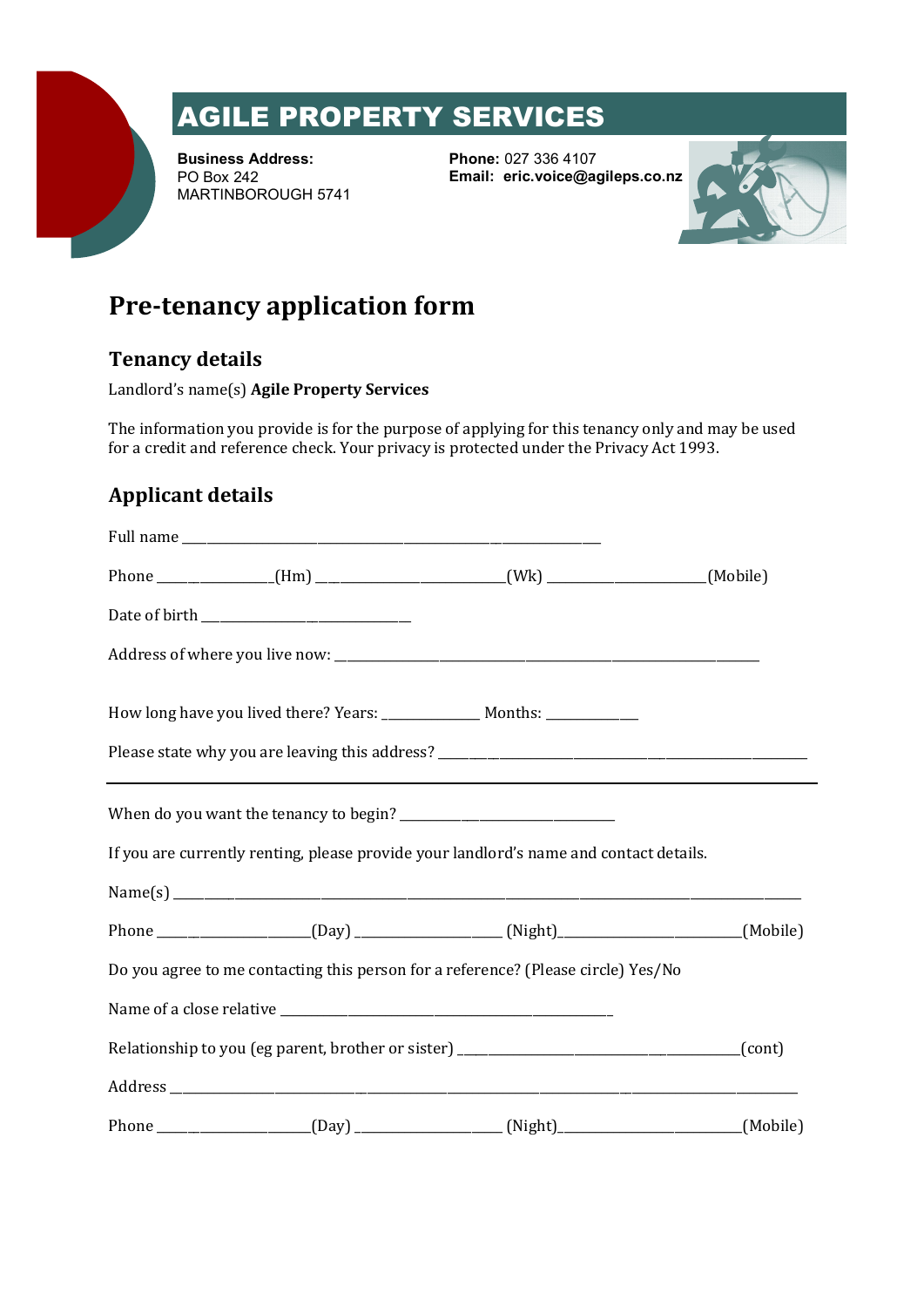# AGILE PROPERTY SERVICES

**Business Address:**
PO Box 242
MARTINBOROUGH 5741

**Phone:** 027 336 4107
**Email: eric.voice@agileps.co.nz**

# Pre-tenancy application form

## Tenancy details

Landlord's name(s) **Agile Property Services**

The information you provide is for the purpose of applying for this tenancy only and may be used for a credit and reference check. Your privacy is protected under the Privacy Act 1993.

## Applicant details

Full name ____________________________________________

Phone ________________(Hm) __________________________(Wk) ______________________(Mobile)

Date of birth ____________________________

Address of where you live now: ____________________________________________________________

How long have you lived there? Years: _____________ Months: ____________

Please state why you are leaving this address? ____________________________________________________

---

When do you want the tenancy to begin? ______________________________

If you are currently renting, please provide your landlord's name and contact details.

Name(s) ____________________________________________________________________________

Phone _____________________(Day) ___________________ (Night)_________________________(Mobile)

Do you agree to me contacting this person for a reference? (Please circle) Yes/No

Name of a close relative _______________________________________________

Relationship to you (eg parent, brother or sister) ______________________________________(cont)

Address ______________________________________________________________________________

Phone _____________________(Day) ___________________ (Night)_________________________(Mobile)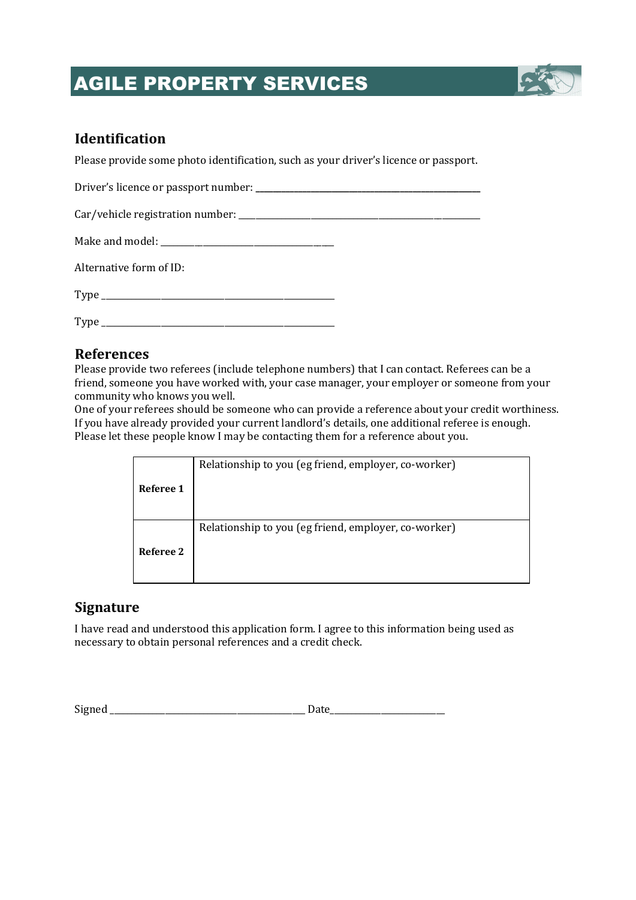# AGILE PROPERTY SERVICES

## Identification

Please provide some photo identification, such as your driver's licence or passport.

Driver's licence or passport number: ______________________________

Car/vehicle registration number: ______________________________

Make and model: ______________________

Alternative form of ID:

Type ______________________________

Type ______________________________

## References

Please provide two referees (include telephone numbers) that I can contact. Referees can be a friend, someone you have worked with, your case manager, your employer or someone from your community who knows you well.
One of your referees should be someone who can provide a reference about your credit worthiness. If you have already provided your current landlord's details, one additional referee is enough. Please let these people know I may be contacting them for a reference about you.

| | |
|---|---|
| **Referee 1** | Relationship to you (eg friend, employer, co-worker) |
| **Referee 2** | Relationship to you (eg friend, employer, co-worker) |

## Signature

I have read and understood this application form. I agree to this information being used as necessary to obtain personal references and a credit check.

Signed ______________________________ Date______________